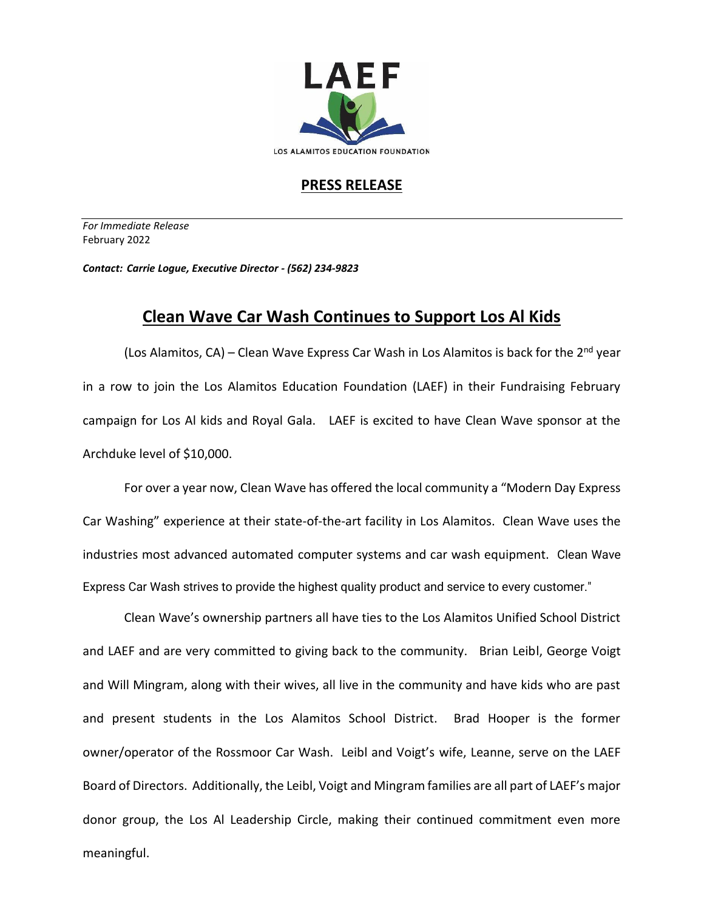LAEF

LOS ALAMITOS EDUCATION FOUNDATION

## PRESS RELEASE

*For Immediate Release*
February 2022

***Contact: Carrie Logue, Executive Director - (562) 234-9823***

# Clean Wave Car Wash Continues to Support Los Al Kids

(Los Alamitos, CA) – Clean Wave Express Car Wash in Los Alamitos is back for the 2nd year in a row to join the Los Alamitos Education Foundation (LAEF) in their Fundraising February campaign for Los Al kids and Royal Gala. LAEF is excited to have Clean Wave sponsor at the Archduke level of $10,000.

For over a year now, Clean Wave has offered the local community a "Modern Day Express Car Washing" experience at their state-of-the-art facility in Los Alamitos. Clean Wave uses the industries most advanced automated computer systems and car wash equipment. Clean Wave Express Car Wash strives to provide the highest quality product and service to every customer."

Clean Wave's ownership partners all have ties to the Los Alamitos Unified School District and LAEF and are very committed to giving back to the community. Brian Leibl, George Voigt and Will Mingram, along with their wives, all live in the community and have kids who are past and present students in the Los Alamitos School District. Brad Hooper is the former owner/operator of the Rossmoor Car Wash. Leibl and Voigt's wife, Leanne, serve on the LAEF Board of Directors. Additionally, the Leibl, Voigt and Mingram families are all part of LAEF's major donor group, the Los Al Leadership Circle, making their continued commitment even more meaningful.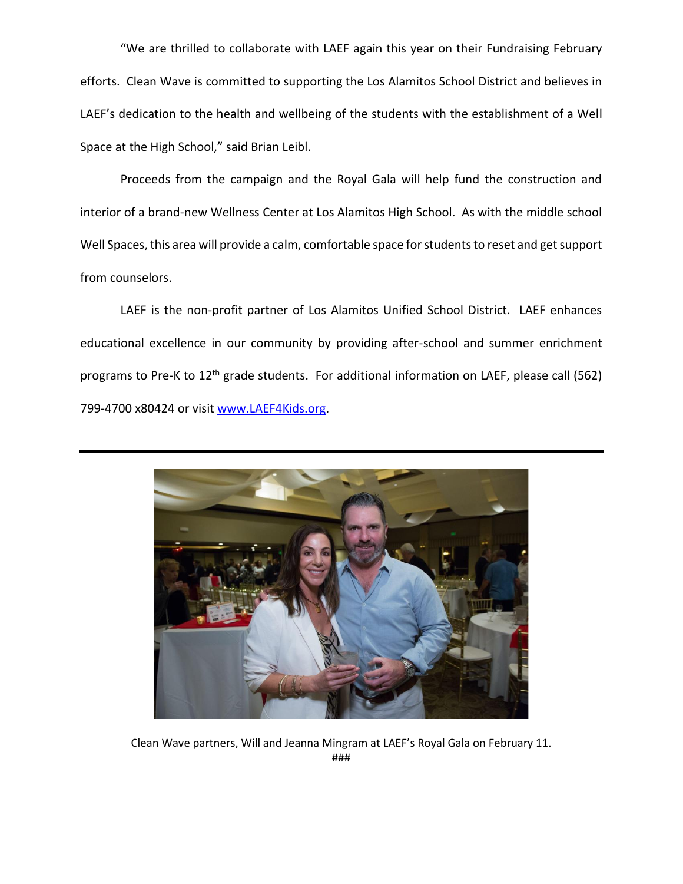"We are thrilled to collaborate with LAEF again this year on their Fundraising February efforts. Clean Wave is committed to supporting the Los Alamitos School District and believes in LAEF's dedication to the health and wellbeing of the students with the establishment of a Well Space at the High School," said Brian Leibl.

Proceeds from the campaign and the Royal Gala will help fund the construction and interior of a brand-new Wellness Center at Los Alamitos High School. As with the middle school Well Spaces, this area will provide a calm, comfortable space for students to reset and get support from counselors.

LAEF is the non-profit partner of Los Alamitos Unified School District. LAEF enhances educational excellence in our community by providing after-school and summer enrichment programs to Pre-K to 12th grade students. For additional information on LAEF, please call (562) 799-4700 x80424 or visit www.LAEF4Kids.org.

---

Clean Wave partners, Will and Jeanna Mingram at LAEF's Royal Gala on February 11.

###